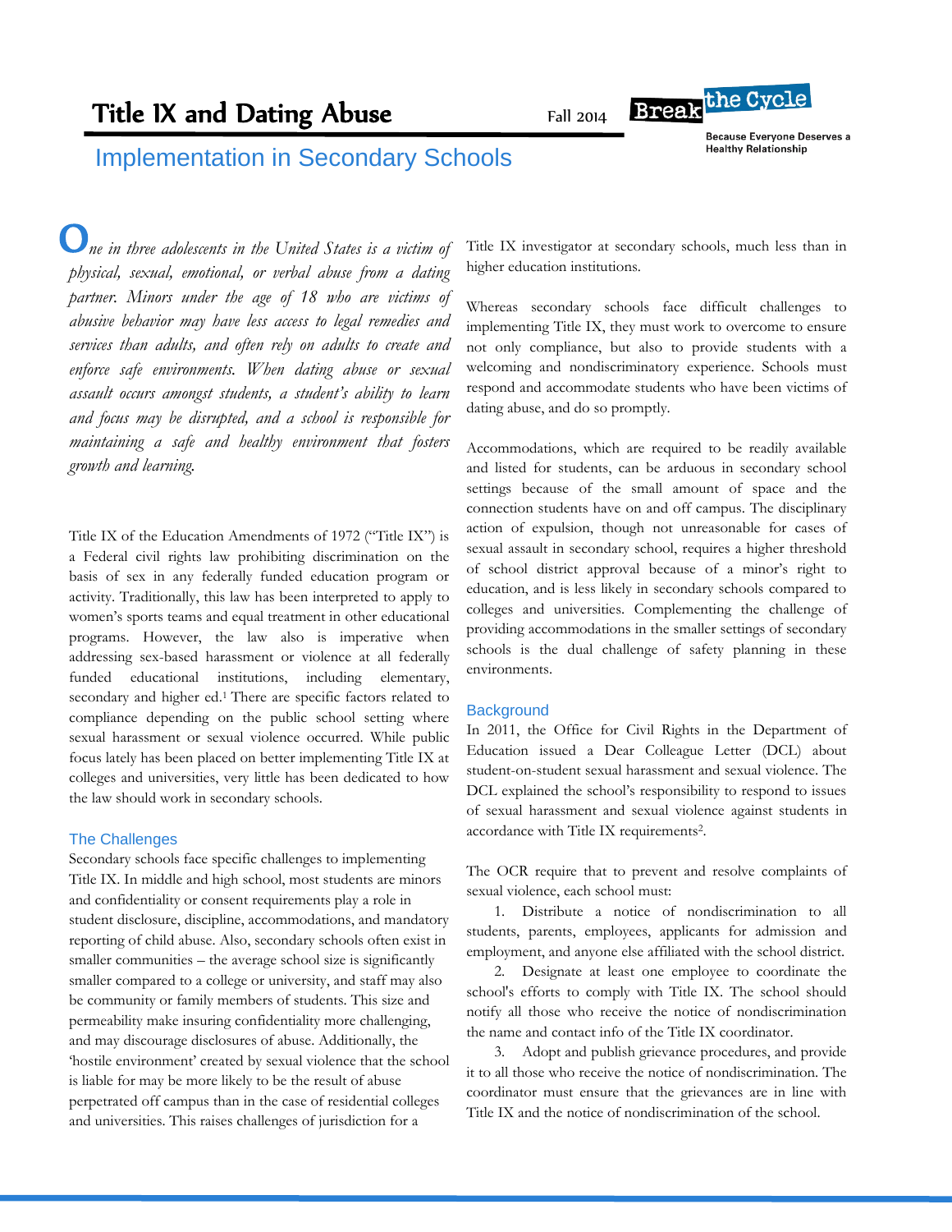# Title IX and Dating Abuse

Fall 2014

Break the Cycle

Because Everyone Deserves a Healthy Relationship

## Implementation in Secondary Schools

*One in three adolescents in the United States is a victim of physical, sexual, emotional, or verbal abuse from a dating partner. Minors under the age of 18 who are victims of abusive behavior may have less access to legal remedies and services than adults, and often rely on adults to create and enforce safe environments. When dating abuse or sexual assault occurs amongst students, a student's ability to learn and focus may be disrupted, and a school is responsible for maintaining a safe and healthy environment that fosters growth and learning.*

Title IX of the Education Amendments of 1972 ("Title IX") is a Federal civil rights law prohibiting discrimination on the basis of sex in any federally funded education program or activity. Traditionally, this law has been interpreted to apply to women's sports teams and equal treatment in other educational programs. However, the law also is imperative when addressing sex-based harassment or violence at all federally funded educational institutions, including elementary, secondary and higher ed.[1] There are specific factors related to compliance depending on the public school setting where sexual harassment or sexual violence occurred. While public focus lately has been placed on better implementing Title IX at colleges and universities, very little has been dedicated to how the law should work in secondary schools.

### The Challenges

Secondary schools face specific challenges to implementing Title IX. In middle and high school, most students are minors and confidentiality or consent requirements play a role in student disclosure, discipline, accommodations, and mandatory reporting of child abuse. Also, secondary schools often exist in smaller communities – the average school size is significantly smaller compared to a college or university, and staff may also be community or family members of students. This size and permeability make insuring confidentiality more challenging, and may discourage disclosures of abuse. Additionally, the 'hostile environment' created by sexual violence that the school is liable for may be more likely to be the result of abuse perpetrated off campus than in the case of residential colleges and universities. This raises challenges of jurisdiction for a Title IX investigator at secondary schools, much less than in higher education institutions.

Whereas secondary schools face difficult challenges to implementing Title IX, they must work to overcome to ensure not only compliance, but also to provide students with a welcoming and nondiscriminatory experience. Schools must respond and accommodate students who have been victims of dating abuse, and do so promptly.

Accommodations, which are required to be readily available and listed for students, can be arduous in secondary school settings because of the small amount of space and the connection students have on and off campus. The disciplinary action of expulsion, though not unreasonable for cases of sexual assault in secondary school, requires a higher threshold of school district approval because of a minor's right to education, and is less likely in secondary schools compared to colleges and universities. Complementing the challenge of providing accommodations in the smaller settings of secondary schools is the dual challenge of safety planning in these environments.

### Background

In 2011, the Office for Civil Rights in the Department of Education issued a Dear Colleague Letter (DCL) about student-on-student sexual harassment and sexual violence. The DCL explained the school's responsibility to respond to issues of sexual harassment and sexual violence against students in accordance with Title IX requirements[2].

The OCR require that to prevent and resolve complaints of sexual violence, each school must:

1. Distribute a notice of nondiscrimination to all students, parents, employees, applicants for admission and employment, and anyone else affiliated with the school district.
2. Designate at least one employee to coordinate the school's efforts to comply with Title IX. The school should notify all those who receive the notice of nondiscrimination the name and contact info of the Title IX coordinator.
3. Adopt and publish grievance procedures, and provide it to all those who receive the notice of nondiscrimination. The coordinator must ensure that the grievances are in line with Title IX and the notice of nondiscrimination of the school.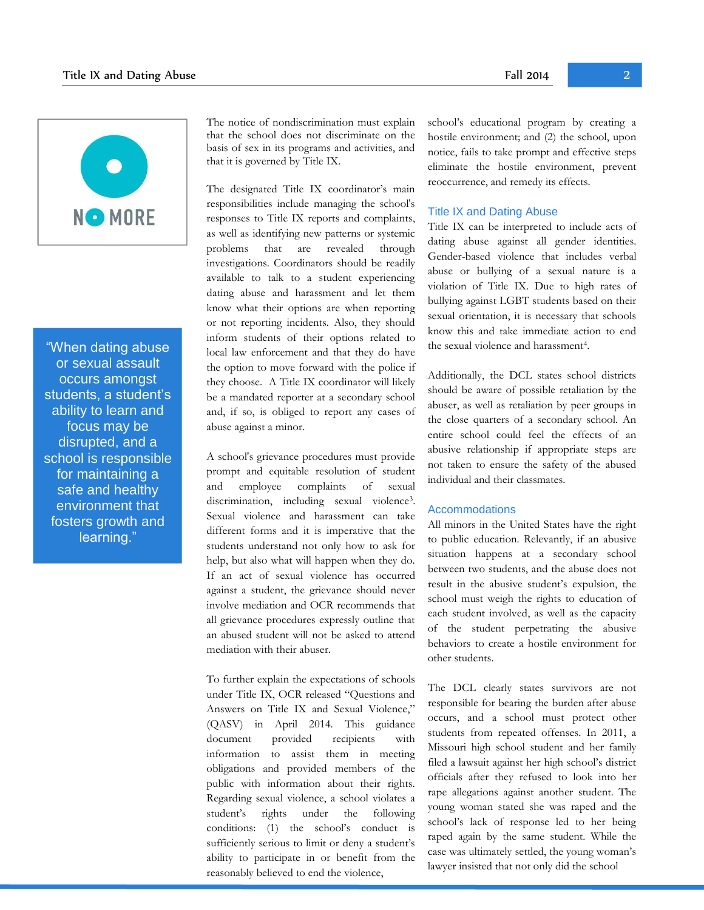"When dating abuse or sexual assault occurs amongst students, a student's ability to learn and focus may be disrupted, and a school is responsible for maintaining a safe and healthy environment that fosters growth and learning."

The notice of nondiscrimination must explain that the school does not discriminate on the basis of sex in its programs and activities, and that it is governed by Title IX.

The designated Title IX coordinator's main responsibilities include managing the school's responses to Title IX reports and complaints, as well as identifying new patterns or systemic problems that are revealed through investigations. Coordinators should be readily available to talk to a student experiencing dating abuse and harassment and let them know what their options are when reporting or not reporting incidents. Also, they should inform students of their options related to local law enforcement and that they do have the option to move forward with the police if they choose. A Title IX coordinator will likely be a mandated reporter at a secondary school and, if so, is obliged to report any cases of abuse against a minor.

A school's grievance procedures must provide prompt and equitable resolution of student and employee complaints of sexual discrimination, including sexual violence[3]. Sexual violence and harassment can take different forms and it is imperative that the students understand not only how to ask for help, but also what will happen when they do. If an act of sexual violence has occurred against a student, the grievance should never involve mediation and OCR recommends that all grievance procedures expressly outline that an abused student will not be asked to attend mediation with their abuser.

To further explain the expectations of schools under Title IX, OCR released "Questions and Answers on Title IX and Sexual Violence," (QASV) in April 2014. This guidance document provided recipients with information to assist them in meeting obligations and provided members of the public with information about their rights. Regarding sexual violence, a school violates a student's rights under the following conditions: (1) the school's conduct is sufficiently serious to limit or deny a student's ability to participate in or benefit from the reasonably believed to end the violence, school's educational program by creating a hostile environment; and (2) the school, upon notice, fails to take prompt and effective steps eliminate the hostile environment, prevent reoccurrence, and remedy its effects.

## Title IX and Dating Abuse

Title IX can be interpreted to include acts of dating abuse against all gender identities. Gender-based violence that includes verbal abuse or bullying of a sexual nature is a violation of Title IX. Due to high rates of bullying against LGBT students based on their sexual orientation, it is necessary that schools know this and take immediate action to end the sexual violence and harassment[4].

Additionally, the DCL states school districts should be aware of possible retaliation by the abuser, as well as retaliation by peer groups in the close quarters of a secondary school. An entire school could feel the effects of an abusive relationship if appropriate steps are not taken to ensure the safety of the abused individual and their classmates.

## Accommodations

All minors in the United States have the right to public education. Relevantly, if an abusive situation happens at a secondary school between two students, and the abuse does not result in the abusive student's expulsion, the school must weigh the rights to education of each student involved, as well as the capacity of the student perpetrating the abusive behaviors to create a hostile environment for other students.

The DCL clearly states survivors are not responsible for bearing the burden after abuse occurs, and a school must protect other students from repeated offenses. In 2011, a Missouri high school student and her family filed a lawsuit against her high school's district officials after they refused to look into her rape allegations against another student. The young woman stated she was raped and the school's lack of response led to her being raped again by the same student. While the case was ultimately settled, the young woman's lawyer insisted that not only did the school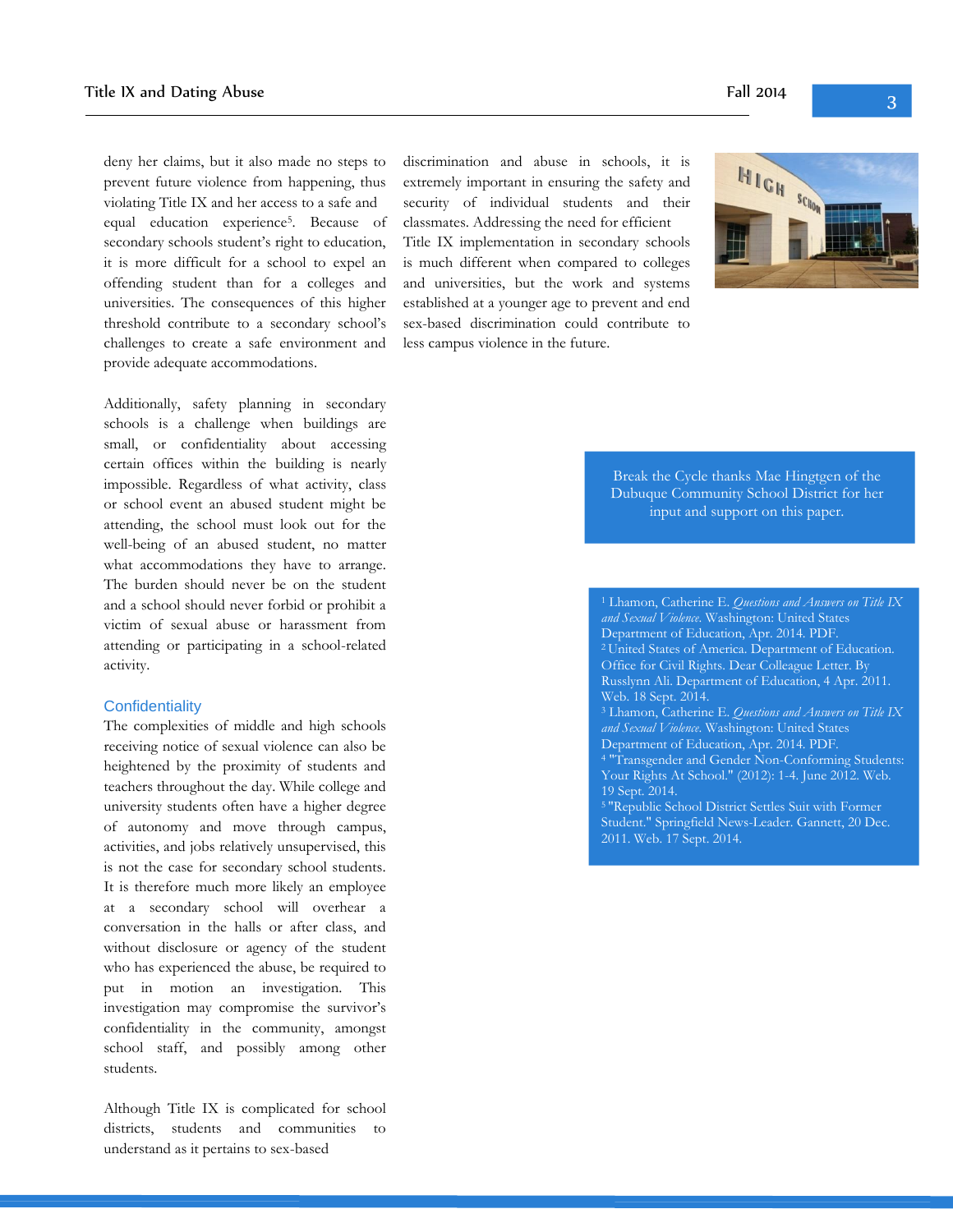deny her claims, but it also made no steps to prevent future violence from happening, thus violating Title IX and her access to a safe and equal education experience[5]. Because of secondary schools student's right to education, it is more difficult for a school to expel an offending student than for a colleges and universities. The consequences of this higher threshold contribute to a secondary school's challenges to create a safe environment and provide adequate accommodations.

Additionally, safety planning in secondary schools is a challenge when buildings are small, or confidentiality about accessing certain offices within the building is nearly impossible. Regardless of what activity, class or school event an abused student might be attending, the school must look out for the well-being of an abused student, no matter what accommodations they have to arrange. The burden should never be on the student and a school should never forbid or prohibit a victim of sexual abuse or harassment from attending or participating in a school-related activity.

## Confidentiality

The complexities of middle and high schools receiving notice of sexual violence can also be heightened by the proximity of students and teachers throughout the day. While college and university students often have a higher degree of autonomy and move through campus, activities, and jobs relatively unsupervised, this is not the case for secondary school students. It is therefore much more likely an employee at a secondary school will overhear a conversation in the halls or after class, and without disclosure or agency of the student who has experienced the abuse, be required to put in motion an investigation. This investigation may compromise the survivor's confidentiality in the community, amongst school staff, and possibly among other students.

Although Title IX is complicated for school districts, students and communities to understand as it pertains to sex-based discrimination and abuse in schools, it is extremely important in ensuring the safety and security of individual students and their classmates. Addressing the need for efficient Title IX implementation in secondary schools is much different when compared to colleges and universities, but the work and systems established at a younger age to prevent and end sex-based discrimination could contribute to less campus violence in the future.

Break the Cycle thanks Mae Hingtgen of the Dubuque Community School District for her input and support on this paper.

[1] Lhamon, Catherine E. *Questions and Answers on Title IX and Sexual Violence*. Washington: United States Department of Education, Apr. 2014. PDF.
[2] United States of America. Department of Education. Office for Civil Rights. Dear Colleague Letter. By Russlynn Ali. Department of Education, 4 Apr. 2011. Web. 18 Sept. 2014.
[3] Lhamon, Catherine E. *Questions and Answers on Title IX and Sexual Violence*. Washington: United States Department of Education, Apr. 2014. PDF.
[4] "Transgender and Gender Non-Conforming Students: Your Rights At School." (2012): 1-4. June 2012. Web. 19 Sept. 2014.
[5] "Republic School District Settles Suit with Former Student." Springfield News-Leader. Gannett, 20 Dec. 2011. Web. 17 Sept. 2014.